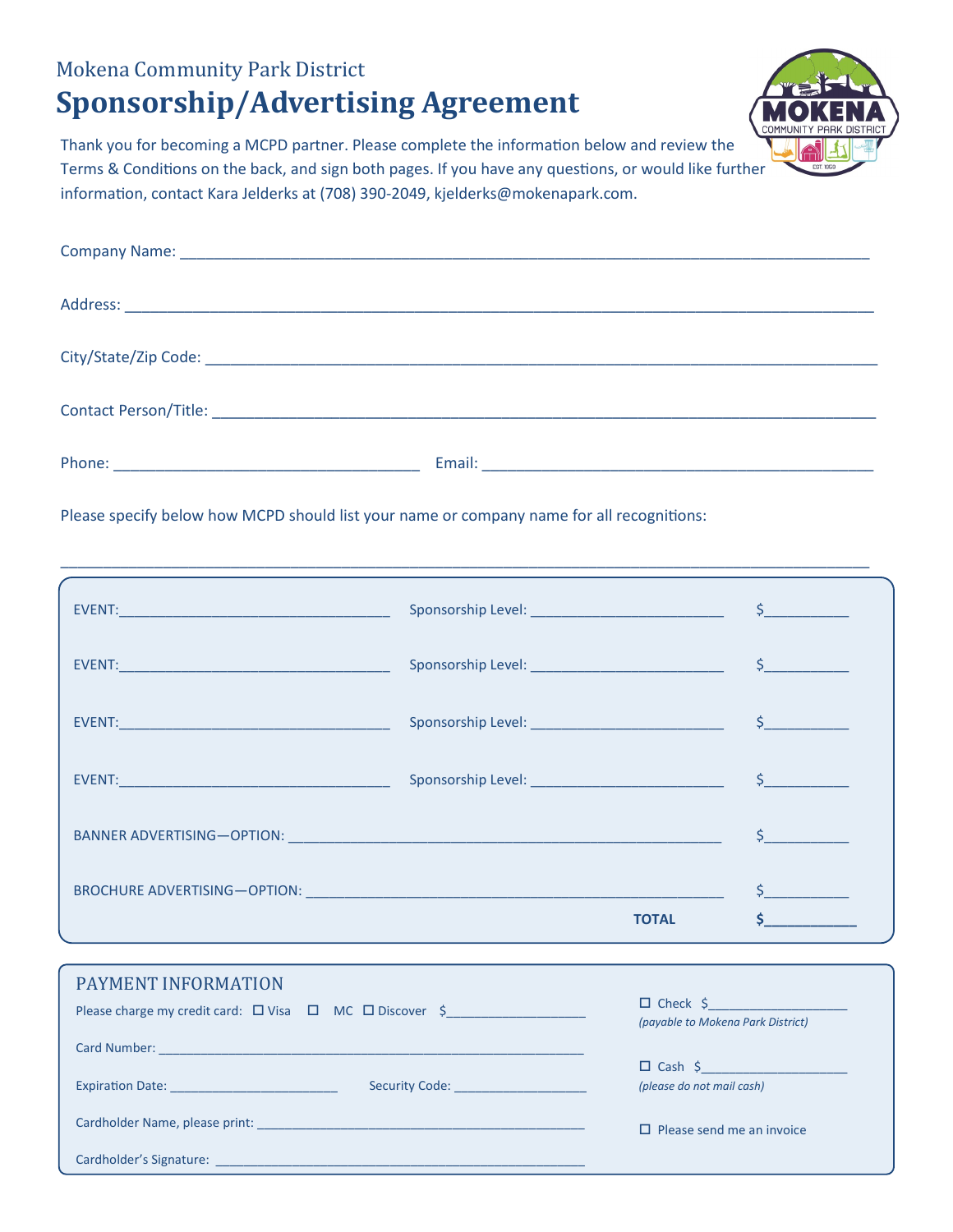Mokena Community Park District

# Sponsorship/Advertising Agreement

Thank you for becoming a MCPD partner. Please complete the information below and review the Terms & Conditions on the back, and sign both pages. If you have any questions, or would like further information, contact Kara Jelderks at (708) 390-2049, kjelderks@mokenapark.com.

Company Name: ______________________________________________________________________________

Address: __________________________________________________________________________________

City/State/Zip Code: _________________________________________________________________________

Contact Person/Title: ________________________________________________________________________

Phone: ___________________________________ Email: ____________________________________________

Please specify below how MCPD should list your name or company name for all recognitions:

__________________________________________________________________________________________

EVENT:__________________________________ Sponsorship Level: ________________________ $__________

EVENT:__________________________________ Sponsorship Level: ________________________ $__________

EVENT:__________________________________ Sponsorship Level: ________________________ $__________

EVENT:__________________________________ Sponsorship Level: ________________________ $__________

BANNER ADVERTISING—OPTION: ______________________________________________________ $__________

BROCHURE ADVERTISING—OPTION: ____________________________________________________ $__________

**TOTAL** **$__________**

## PAYMENT INFORMATION

Please charge my credit card: ☐ Visa ☐ MC ☐ Discover $__________________

Card Number: ____________________________________________________________

Expiration Date: ______________________ Security Code: __________________

Cardholder Name, please print: _____________________________________________

Cardholder's Signature: ____________________________________________________

☐ Check $___________________
*(payable to Mokena Park District)*

☐ Cash $___________________
*(please do not mail cash)*

☐ Please send me an invoice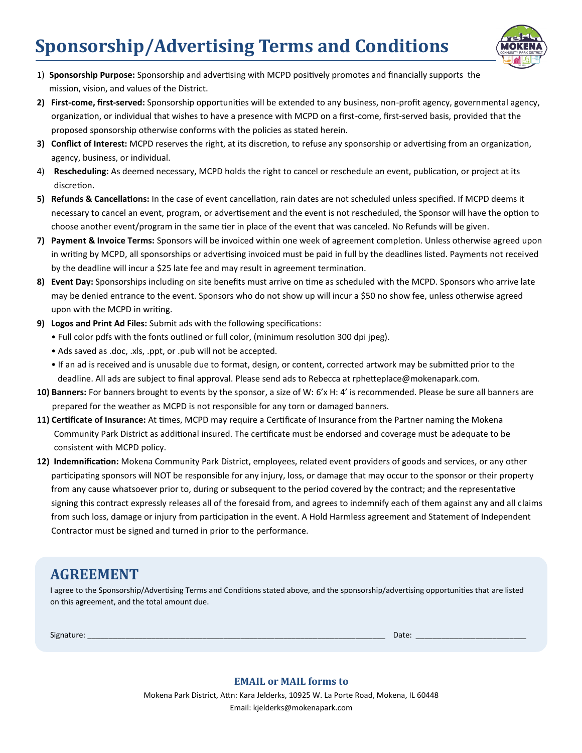# Sponsorship/Advertising Terms and Conditions

1) **Sponsorship Purpose:** Sponsorship and advertising with MCPD positively promotes and financially supports the mission, vision, and values of the District.
2) **First-come, first-served:** Sponsorship opportunities will be extended to any business, non-profit agency, governmental agency, organization, or individual that wishes to have a presence with MCPD on a first-come, first-served basis, provided that the proposed sponsorship otherwise conforms with the policies as stated herein.
3) **Conflict of Interest:** MCPD reserves the right, at its discretion, to refuse any sponsorship or advertising from an organization, agency, business, or individual.
4) **Rescheduling:** As deemed necessary, MCPD holds the right to cancel or reschedule an event, publication, or project at its discretion.
5) **Refunds & Cancellations:** In the case of event cancellation, rain dates are not scheduled unless specified. If MCPD deems it necessary to cancel an event, program, or advertisement and the event is not rescheduled, the Sponsor will have the option to choose another event/program in the same tier in place of the event that was canceled. No Refunds will be given.
7) **Payment & Invoice Terms:** Sponsors will be invoiced within one week of agreement completion. Unless otherwise agreed upon in writing by MCPD, all sponsorships or advertising invoiced must be paid in full by the deadlines listed. Payments not received by the deadline will incur a $25 late fee and may result in agreement termination.
8) **Event Day:** Sponsorships including on site benefits must arrive on time as scheduled with the MCPD. Sponsors who arrive late may be denied entrance to the event. Sponsors who do not show up will incur a $50 no show fee, unless otherwise agreed upon with the MCPD in writing.
9) **Logos and Print Ad Files:** Submit ads with the following specifications:
   - Full color pdfs with the fonts outlined or full color, (minimum resolution 300 dpi jpeg).
   - Ads saved as .doc, .xls, .ppt, or .pub will not be accepted.
   - If an ad is received and is unusable due to format, design, or content, corrected artwork may be submitted prior to the deadline. All ads are subject to final approval. Please send ads to Rebecca at rphetteplace@mokenapark.com.
10) **Banners:** For banners brought to events by the sponsor, a size of W: 6'x H: 4' is recommended. Please be sure all banners are prepared for the weather as MCPD is not responsible for any torn or damaged banners.
11) **Certificate of Insurance:** At times, MCPD may require a Certificate of Insurance from the Partner naming the Mokena Community Park District as additional insured. The certificate must be endorsed and coverage must be adequate to be consistent with MCPD policy.
12) **Indemnification:** Mokena Community Park District, employees, related event providers of goods and services, or any other participating sponsors will NOT be responsible for any injury, loss, or damage that may occur to the sponsor or their property from any cause whatsoever prior to, during or subsequent to the period covered by the contract; and the representative signing this contract expressly releases all of the foresaid from, and agrees to indemnify each of them against any and all claims from such loss, damage or injury from participation in the event. A Hold Harmless agreement and Statement of Independent Contractor must be signed and turned in prior to the performance.

## AGREEMENT

I agree to the Sponsorship/Advertising Terms and Conditions stated above, and the sponsorship/advertising opportunities that are listed on this agreement, and the total amount due.

Signature: ______________________________ Date: ______________

### EMAIL or MAIL forms to

Mokena Park District, Attn: Kara Jelderks, 10925 W. La Porte Road, Mokena, IL 60448

Email: kjelderks@mokenapark.com